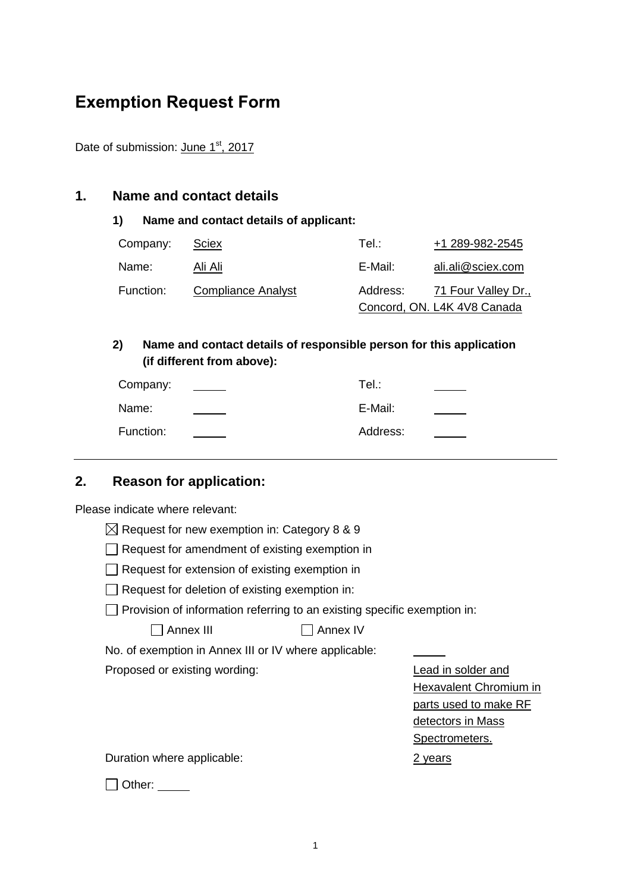# Exemption Request Form

Date of submission: June 1st, 2017

## 1. Name and contact details

### 1) Name and contact details of applicant:

| | | | |
|---|---|---|---|
| Company: | Sciex | Tel.: | +1 289-982-2545 |
| Name: | Ali Ali | E-Mail: | ali.ali@sciex.com |
| Function: | Compliance Analyst | Address: | 71 Four Valley Dr., Concord, ON. L4K 4V8 Canada |

### 2) Name and contact details of responsible person for this application (if different from above):

| | | | |
|---|---|---|---|
| Company: | | Tel.: | |
| Name: | | E-Mail: | |
| Function: | | Address: | |

---

## 2. Reason for application:

Please indicate where relevant:

- ☒ Request for new exemption in: Category 8 & 9
- ☐ Request for amendment of existing exemption in
- ☐ Request for extension of existing exemption in
- ☐ Request for deletion of existing exemption in:
- ☐ Provision of information referring to an existing specific exemption in:
  - ☐ Annex III ☐ Annex IV

No. of exemption in Annex III or IV where applicable:

Proposed or existing wording: Lead in solder and Hexavalent Chromium in parts used to make RF detectors in Mass Spectrometers.

Duration where applicable: 2 years

- ☐ Other: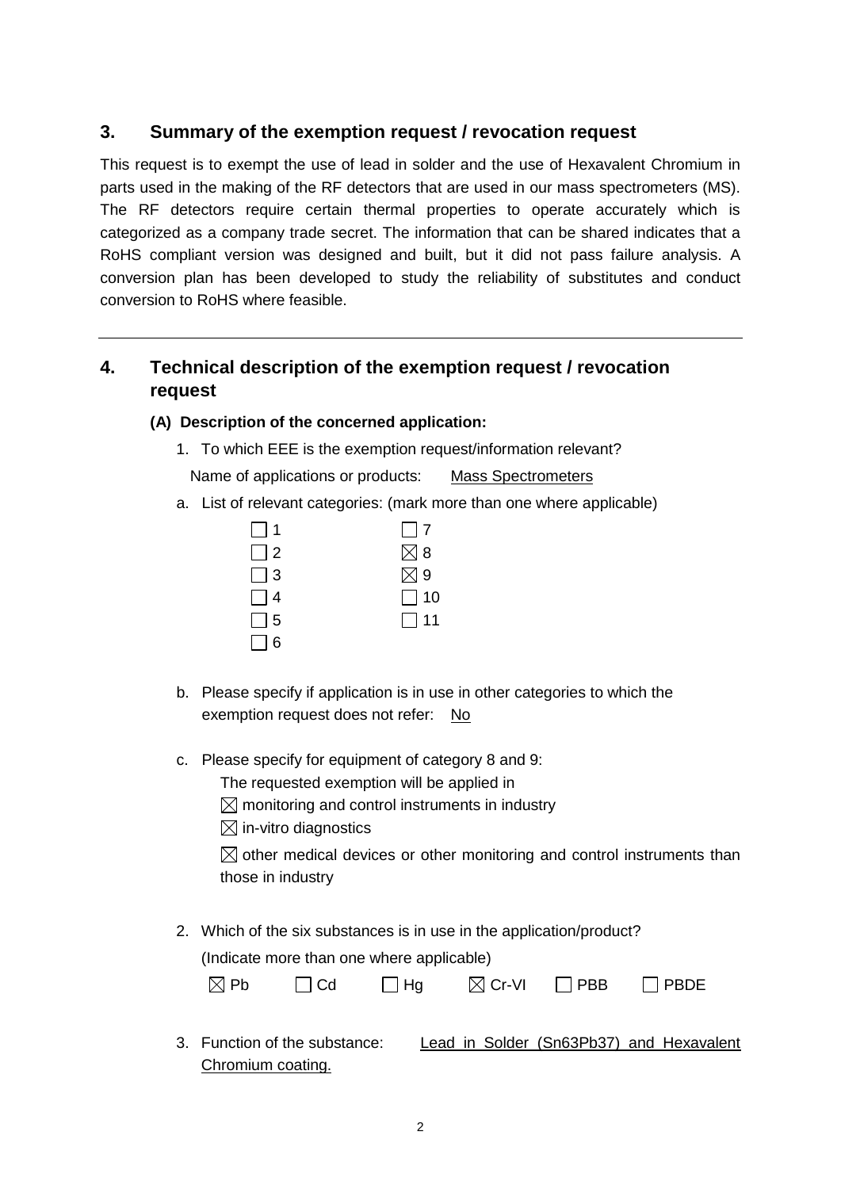## 3. Summary of the exemption request / revocation request

This request is to exempt the use of lead in solder and the use of Hexavalent Chromium in parts used in the making of the RF detectors that are used in our mass spectrometers (MS). The RF detectors require certain thermal properties to operate accurately which is categorized as a company trade secret. The information that can be shared indicates that a RoHS compliant version was designed and built, but it did not pass failure analysis. A conversion plan has been developed to study the reliability of substitutes and conduct conversion to RoHS where feasible.

---

## 4. Technical description of the exemption request / revocation request

**(A) Description of the concerned application:**

1. To which EEE is the exemption request/information relevant?

   Name of applications or products: Mass Spectrometers

a. List of relevant categories: (mark more than one where applicable)

| | |
|---|---|
| ☐ 1 | ☐ 7 |
| ☐ 2 | ☒ 8 |
| ☐ 3 | ☒ 9 |
| ☐ 4 | ☐ 10 |
| ☐ 5 | ☐ 11 |
| ☐ 6 | |

b. Please specify if application is in use in other categories to which the exemption request does not refer: No

c. Please specify for equipment of category 8 and 9:

   The requested exemption will be applied in

   ☒ monitoring and control instruments in industry

   ☒ in-vitro diagnostics

   ☒ other medical devices or other monitoring and control instruments than those in industry

2. Which of the six substances is in use in the application/product?

   (Indicate more than one where applicable)

   ☒ Pb ☐ Cd ☐ Hg ☒ Cr-VI ☐ PBB ☐ PBDE

3. Function of the substance: Lead in Solder (Sn63Pb37) and Hexavalent Chromium coating.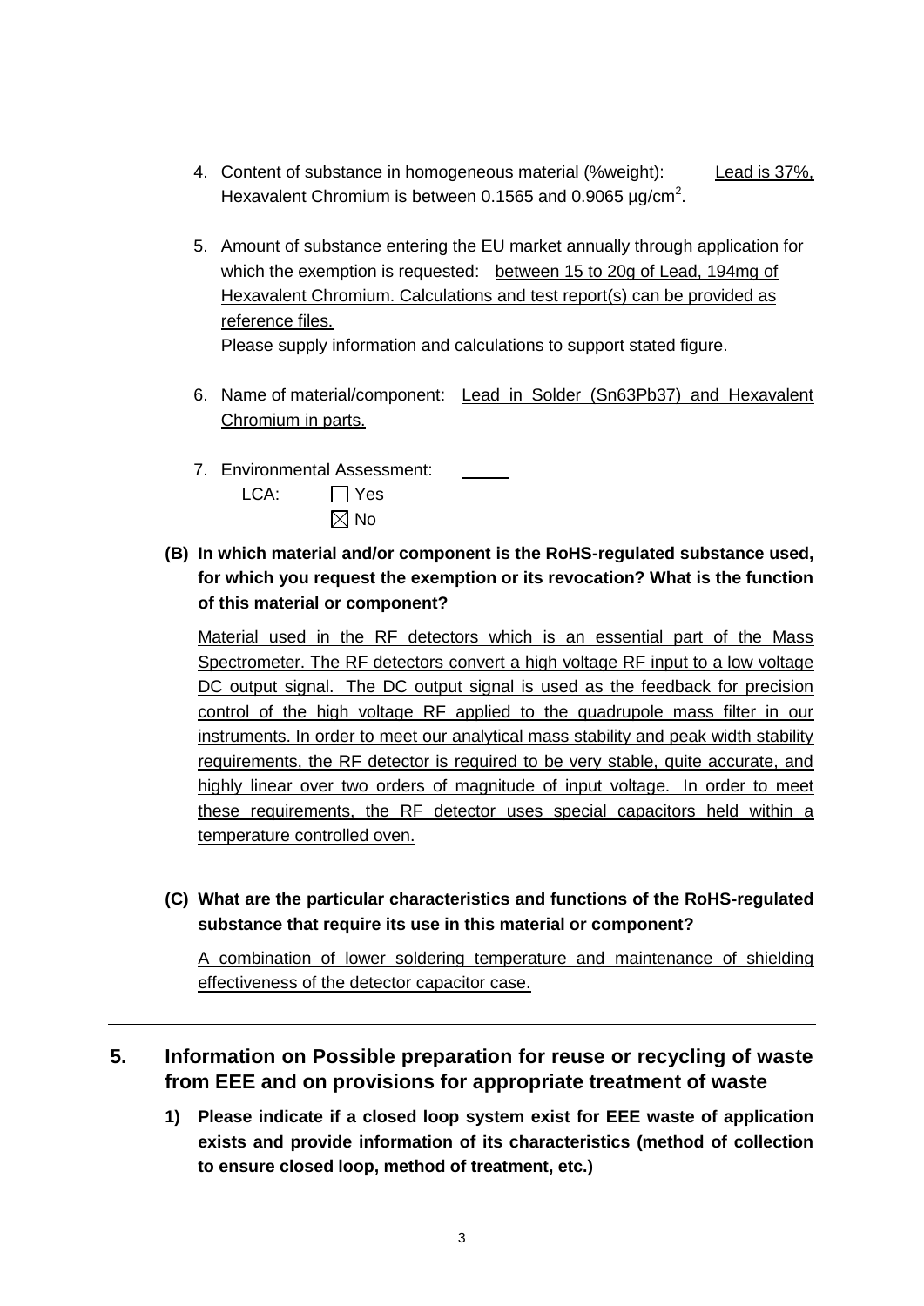4. Content of substance in homogeneous material (%weight): Lead is 37%, Hexavalent Chromium is between 0.1565 and 0.9065 µg/cm$^2$.

5. Amount of substance entering the EU market annually through application for which the exemption is requested: between 15 to 20g of Lead, 194mg of Hexavalent Chromium. Calculations and test report(s) can be provided as reference files.
   Please supply information and calculations to support stated figure.

6. Name of material/component: Lead in Solder (Sn63Pb37) and Hexavalent Chromium in parts.

7. Environmental Assessment: \_\_\_\_\_
   LCA: ☐ Yes
   ☒ No

**(B) In which material and/or component is the RoHS-regulated substance used, for which you request the exemption or its revocation? What is the function of this material or component?**

Material used in the RF detectors which is an essential part of the Mass Spectrometer. The RF detectors convert a high voltage RF input to a low voltage DC output signal. The DC output signal is used as the feedback for precision control of the high voltage RF applied to the quadrupole mass filter in our instruments. In order to meet our analytical mass stability and peak width stability requirements, the RF detector is required to be very stable, quite accurate, and highly linear over two orders of magnitude of input voltage. In order to meet these requirements, the RF detector uses special capacitors held within a temperature controlled oven.

**(C) What are the particular characteristics and functions of the RoHS-regulated substance that require its use in this material or component?**

A combination of lower soldering temperature and maintenance of shielding effectiveness of the detector capacitor case.

---

## 5. Information on Possible preparation for reuse or recycling of waste from EEE and on provisions for appropriate treatment of waste

**1) Please indicate if a closed loop system exist for EEE waste of application exists and provide information of its characteristics (method of collection to ensure closed loop, method of treatment, etc.)**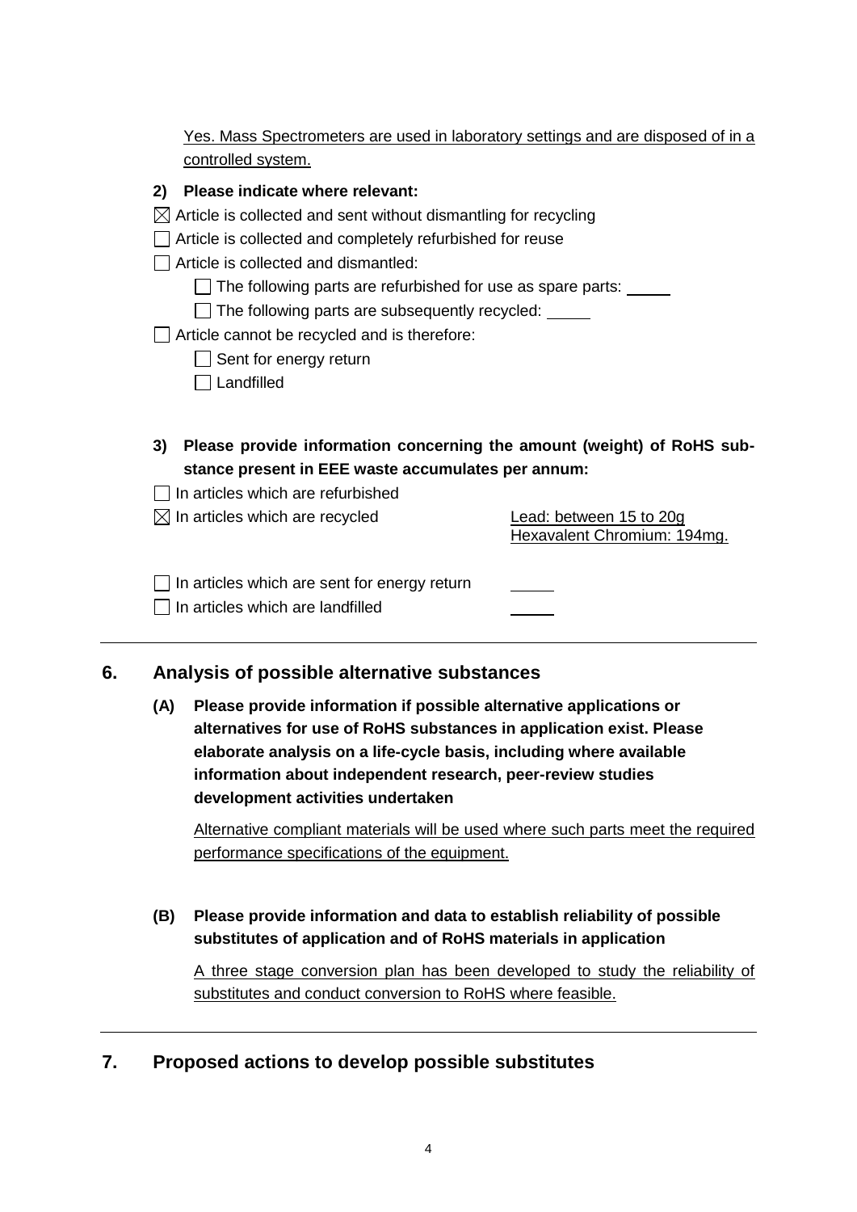Yes. Mass Spectrometers are used in laboratory settings and are disposed of in a controlled system.

**2) Please indicate where relevant:**

☒ Article is collected and sent without dismantling for recycling

☐ Article is collected and completely refurbished for reuse

☐ Article is collected and dismantled:

- ☐ The following parts are refurbished for use as spare parts: _____
- ☐ The following parts are subsequently recycled: _____

☐ Article cannot be recycled and is therefore:

- ☐ Sent for energy return
- ☐ Landfilled

**3) Please provide information concerning the amount (weight) of RoHS substance present in EEE waste accumulates per annum:**

☐ In articles which are refurbished

☒ In articles which are recycled — Lead: between 15 to 20g; Hexavalent Chromium: 194mg.

☐ In articles which are sent for energy return _____

☐ In articles which are landfilled _____

## 6. Analysis of possible alternative substances

**(A) Please provide information if possible alternative applications or alternatives for use of RoHS substances in application exist. Please elaborate analysis on a life-cycle basis, including where available information about independent research, peer-review studies development activities undertaken**

Alternative compliant materials will be used where such parts meet the required performance specifications of the equipment.

**(B) Please provide information and data to establish reliability of possible substitutes of application and of RoHS materials in application**

A three stage conversion plan has been developed to study the reliability of substitutes and conduct conversion to RoHS where feasible.

## 7. Proposed actions to develop possible substitutes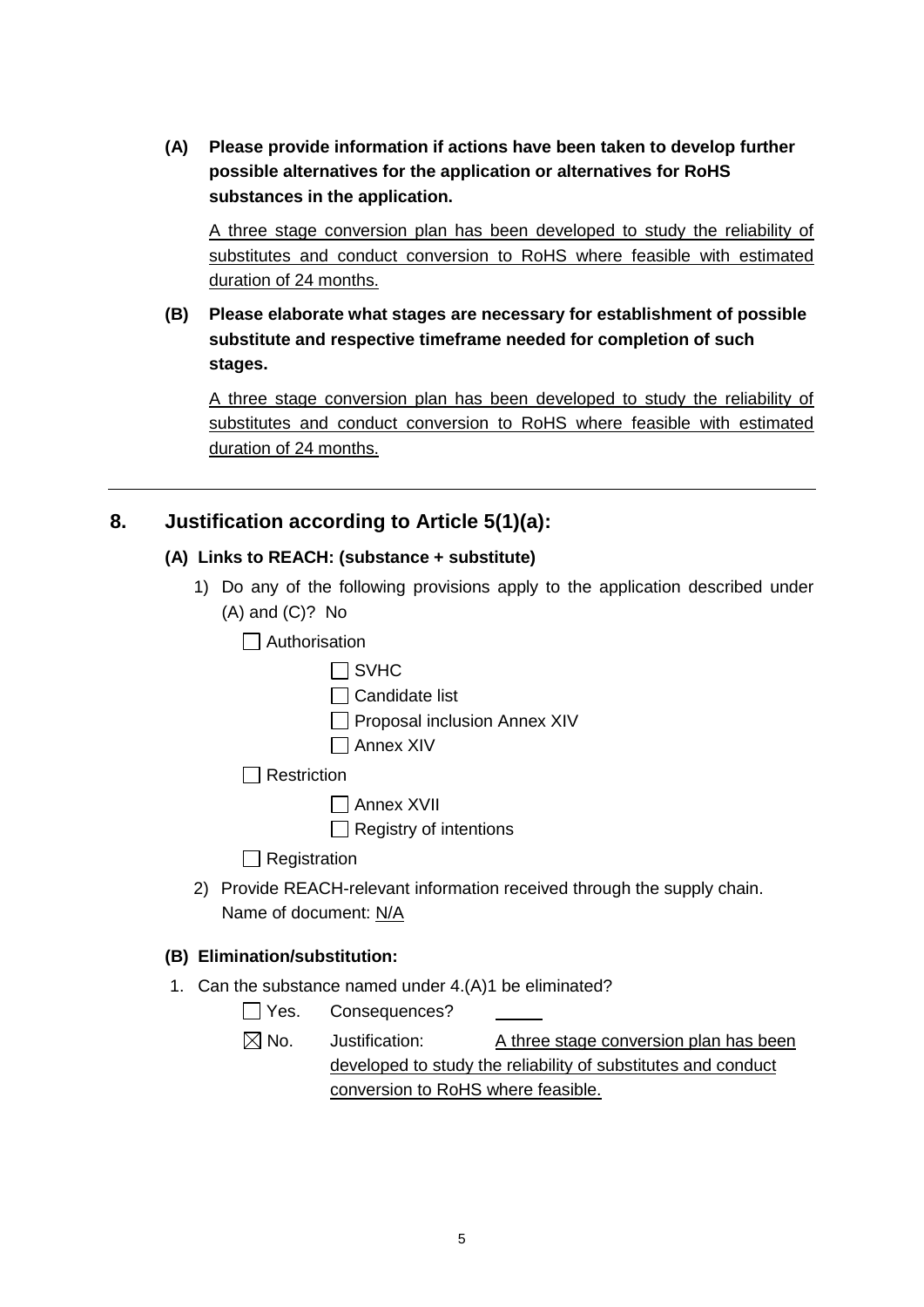**(A) Please provide information if actions have been taken to develop further possible alternatives for the application or alternatives for RoHS substances in the application.**

A three stage conversion plan has been developed to study the reliability of substitutes and conduct conversion to RoHS where feasible with estimated duration of 24 months.

**(B) Please elaborate what stages are necessary for establishment of possible substitute and respective timeframe needed for completion of such stages.**

A three stage conversion plan has been developed to study the reliability of substitutes and conduct conversion to RoHS where feasible with estimated duration of 24 months.

---

## 8. Justification according to Article 5(1)(a):

### (A) Links to REACH: (substance + substitute)

1) Do any of the following provisions apply to the application described under (A) and (C)? No

- ☐ Authorisation
  - ☐ SVHC
  - ☐ Candidate list
  - ☐ Proposal inclusion Annex XIV
  - ☐ Annex XIV
- ☐ Restriction
  - ☐ Annex XVII
  - ☐ Registry of intentions
- ☐ Registration

2) Provide REACH-relevant information received through the supply chain.
   Name of document: N/A

### (B) Elimination/substitution:

1. Can the substance named under 4.(A)1 be eliminated?

   ☐ Yes. Consequences? \_\_\_\_\_

   ☒ No. Justification: A three stage conversion plan has been developed to study the reliability of substitutes and conduct conversion to RoHS where feasible.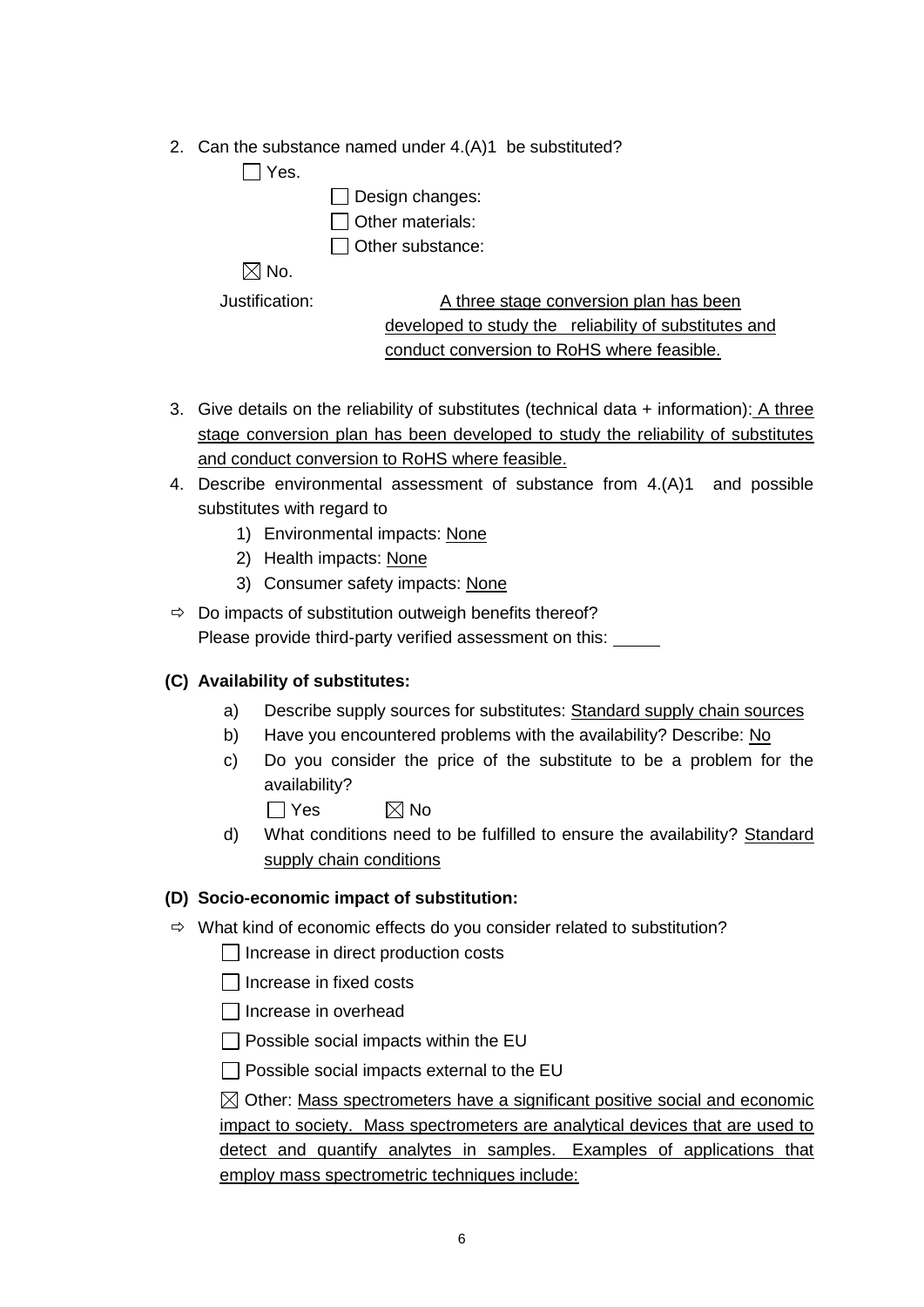2. Can the substance named under 4.(A)1 be substituted?

   ☐ Yes.

   ☐ Design changes:

   ☐ Other materials:

   ☐ Other substance:

   ☒ No.

   Justification: A three stage conversion plan has been developed to study the reliability of substitutes and conduct conversion to RoHS where feasible.

3. Give details on the reliability of substitutes (technical data + information): A three stage conversion plan has been developed to study the reliability of substitutes and conduct conversion to RoHS where feasible.

4. Describe environmental assessment of substance from 4.(A)1 and possible substitutes with regard to

   1) Environmental impacts: None
   2) Health impacts: None
   3) Consumer safety impacts: None

⇨ Do impacts of substitution outweigh benefits thereof?
Please provide third-party verified assessment on this: _____

**(C) Availability of substitutes:**

a) Describe supply sources for substitutes: Standard supply chain sources

b) Have you encountered problems with the availability? Describe: No

c) Do you consider the price of the substitute to be a problem for the availability?

   ☐ Yes ☒ No

d) What conditions need to be fulfilled to ensure the availability? Standard supply chain conditions

**(D) Socio-economic impact of substitution:**

⇨ What kind of economic effects do you consider related to substitution?

☐ Increase in direct production costs

☐ Increase in fixed costs

☐ Increase in overhead

☐ Possible social impacts within the EU

☐ Possible social impacts external to the EU

☒ Other: Mass spectrometers have a significant positive social and economic impact to society. Mass spectrometers are analytical devices that are used to detect and quantify analytes in samples. Examples of applications that employ mass spectrometric techniques include: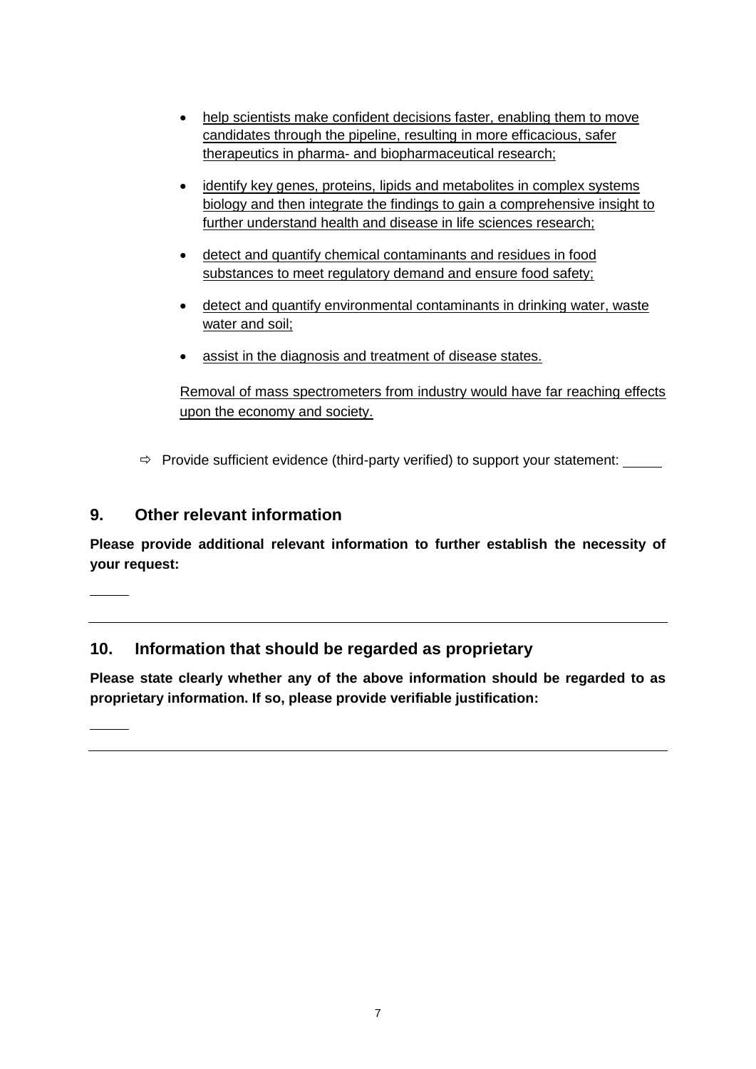- help scientists make confident decisions faster, enabling them to move candidates through the pipeline, resulting in more efficacious, safer therapeutics in pharma- and biopharmaceutical research;
- identify key genes, proteins, lipids and metabolites in complex systems biology and then integrate the findings to gain a comprehensive insight to further understand health and disease in life sciences research;
- detect and quantify chemical contaminants and residues in food substances to meet regulatory demand and ensure food safety;
- detect and quantify environmental contaminants in drinking water, waste water and soil;
- assist in the diagnosis and treatment of disease states.

Removal of mass spectrometers from industry would have far reaching effects upon the economy and society.

⇨ Provide sufficient evidence (third-party verified) to support your statement: \_\_\_\_\_

## 9. Other relevant information

**Please provide additional relevant information to further establish the necessity of your request:**

\_\_\_\_\_

---

## 10. Information that should be regarded as proprietary

**Please state clearly whether any of the above information should be regarded to as proprietary information. If so, please provide verifiable justification:**

\_\_\_\_\_

---